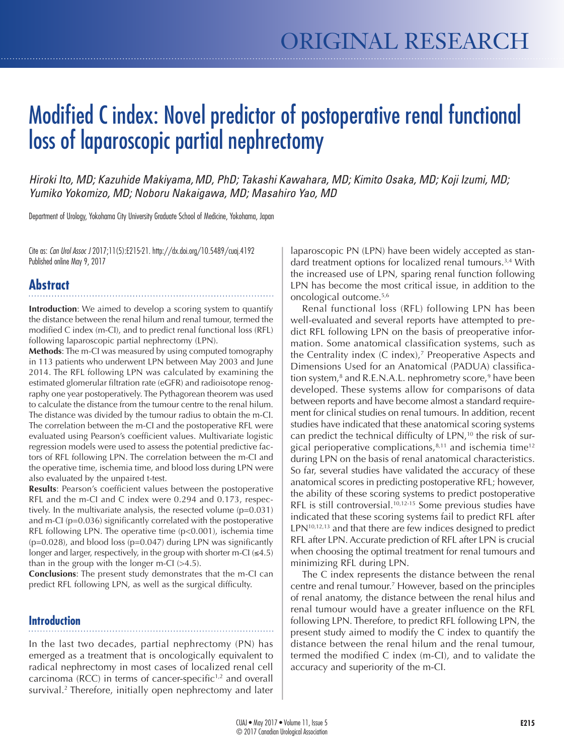ORIGINAL RESEARCH

# Modified C index: Novel predictor of postoperative renal functional loss of laparoscopic partial nephrectomy

*Hiroki Ito, MD; Kazuhide Makiyama, MD, PhD; Takashi Kawahara, MD; Kimito Osaka, MD; Koji Izumi, MD; Yumiko Yokomizo, MD; Noboru Nakaigawa, MD; Masahiro Yao, MD*

Department of Urology, Yokohama City University Graduate School of Medicine, Yokohama, Japan

Cite as: *Can Urol Assoc J* 2017;11(5):E215-21. http://dx.doi.org/10.5489/cuaj.4192
Published online May 9, 2017

## Abstract

**Introduction**: We aimed to develop a scoring system to quantify the distance between the renal hilum and renal tumour, termed the modified C index (m-CI), and to predict renal functional loss (RFL) following laparoscopic partial nephrectomy (LPN).

**Methods**: The m-CI was measured by using computed tomography in 113 patients who underwent LPN between May 2003 and June 2014. The RFL following LPN was calculated by examining the estimated glomerular filtration rate (eGFR) and radioisotope renography one year postoperatively. The Pythagorean theorem was used to calculate the distance from the tumour centre to the renal hilum. The distance was divided by the tumour radius to obtain the m-CI. The correlation between the m-CI and the postoperative RFL were evaluated using Pearson's coefficient values. Multivariate logistic regression models were used to assess the potential predictive factors of RFL following LPN. The correlation between the m-CI and the operative time, ischemia time, and blood loss during LPN were also evaluated by the unpaired t-test.

**Results**: Pearson's coefficient values between the postoperative RFL and the m-CI and C index were 0.294 and 0.173, respectively. In the multivariate analysis, the resected volume ($p=0.031$) and m-CI ($p=0.036$) significantly correlated with the postoperative RFL following LPN. The operative time ($p<0.001$), ischemia time ($p=0.028$), and blood loss ($p=0.047$) during LPN was significantly longer and larger, respectively, in the group with shorter m-CI (≤4.5) than in the group with the longer m-CI (>4.5).

**Conclusions**: The present study demonstrates that the m-CI can predict RFL following LPN, as well as the surgical difficulty.

## Introduction

In the last two decades, partial nephrectomy (PN) has emerged as a treatment that is oncologically equivalent to radical nephrectomy in most cases of localized renal cell carcinoma (RCC) in terms of cancer-specific[1,2] and overall survival.[2] Therefore, initially open nephrectomy and later laparoscopic PN (LPN) have been widely accepted as standard treatment options for localized renal tumours.[3,4] With the increased use of LPN, sparing renal function following LPN has become the most critical issue, in addition to the oncological outcome.[5,6]

Renal functional loss (RFL) following LPN has been well-evaluated and several reports have attempted to predict RFL following LPN on the basis of preoperative information. Some anatomical classification systems, such as the Centrality index (C index),[7] Preoperative Aspects and Dimensions Used for an Anatomical (PADUA) classification system,[8] and R.E.N.A.L. nephrometry score,[9] have been developed. These systems allow for comparisons of data between reports and have become almost a standard requirement for clinical studies on renal tumours. In addition, recent studies have indicated that these anatomical scoring systems can predict the technical difficulty of LPN,[10] the risk of surgical perioperative complications,[8,11] and ischemia time[12] during LPN on the basis of renal anatomical characteristics. So far, several studies have validated the accuracy of these anatomical scores in predicting postoperative RFL; however, the ability of these scoring systems to predict postoperative RFL is still controversial.[10,12-15] Some previous studies have indicated that these scoring systems fail to predict RFL after LPN[10,12,13] and that there are few indices designed to predict RFL after LPN. Accurate prediction of RFL after LPN is crucial when choosing the optimal treatment for renal tumours and minimizing RFL during LPN.

The C index represents the distance between the renal centre and renal tumour.[7] However, based on the principles of renal anatomy, the distance between the renal hilus and renal tumour would have a greater influence on the RFL following LPN. Therefore, to predict RFL following LPN, the present study aimed to modify the C index to quantify the distance between the renal hilum and the renal tumour, termed the modified C index (m-CI), and to validate the accuracy and superiority of the m-CI.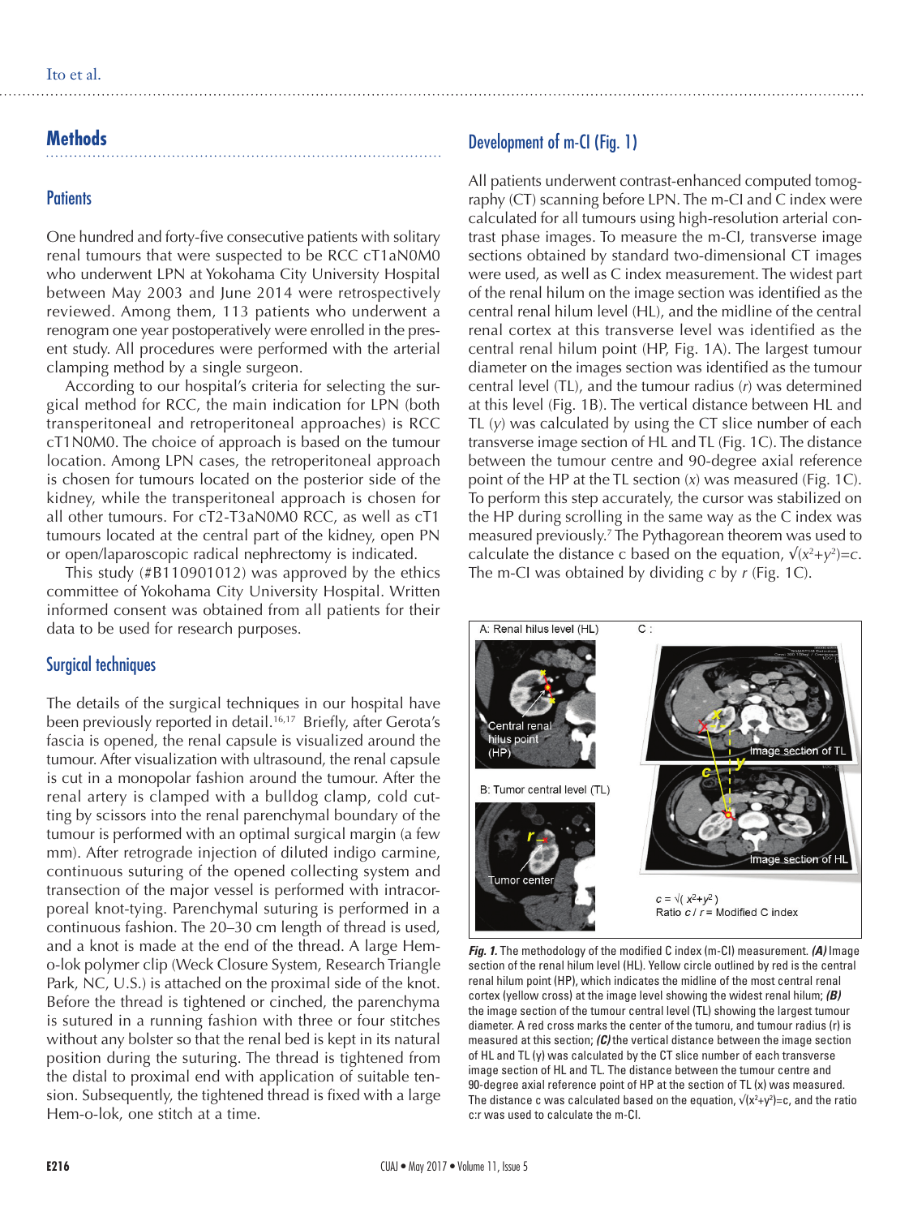## Methods

### Patients

One hundred and forty-five consecutive patients with solitary renal tumours that were suspected to be RCC cT1aN0M0 who underwent LPN at Yokohama City University Hospital between May 2003 and June 2014 were retrospectively reviewed. Among them, 113 patients who underwent a renogram one year postoperatively were enrolled in the present study. All procedures were performed with the arterial clamping method by a single surgeon.

According to our hospital's criteria for selecting the surgical method for RCC, the main indication for LPN (both transperitoneal and retroperitoneal approaches) is RCC cT1N0M0. The choice of approach is based on the tumour location. Among LPN cases, the retroperitoneal approach is chosen for tumours located on the posterior side of the kidney, while the transperitoneal approach is chosen for all other tumours. For cT2-T3aN0M0 RCC, as well as cT1 tumours located at the central part of the kidney, open PN or open/laparoscopic radical nephrectomy is indicated.

This study (#B110901012) was approved by the ethics committee of Yokohama City University Hospital. Written informed consent was obtained from all patients for their data to be used for research purposes.

### Surgical techniques

The details of the surgical techniques in our hospital have been previously reported in detail.[16,17] Briefly, after Gerota's fascia is opened, the renal capsule is visualized around the tumour. After visualization with ultrasound, the renal capsule is cut in a monopolar fashion around the tumour. After the renal artery is clamped with a bulldog clamp, cold cutting by scissors into the renal parenchymal boundary of the tumour is performed with an optimal surgical margin (a few mm). After retrograde injection of diluted indigo carmine, continuous suturing of the opened collecting system and transection of the major vessel is performed with intracorporeal knot-tying. Parenchymal suturing is performed in a continuous fashion. The 20–30 cm length of thread is used, and a knot is made at the end of the thread. A large Hem-o-lok polymer clip (Weck Closure System, Research Triangle Park, NC, U.S.) is attached on the proximal side of the knot. Before the thread is tightened or cinched, the parenchyma is sutured in a running fashion with three or four stitches without any bolster so that the renal bed is kept in its natural position during the suturing. The thread is tightened from the distal to proximal end with application of suitable tension. Subsequently, the tightened thread is fixed with a large Hem-o-lok, one stitch at a time.

### Development of m-CI (Fig. 1)

All patients underwent contrast-enhanced computed tomography (CT) scanning before LPN. The m-CI and C index were calculated for all tumours using high-resolution arterial contrast phase images. To measure the m-CI, transverse image sections obtained by standard two-dimensional CT images were used, as well as C index measurement. The widest part of the renal hilum on the image section was identified as the central renal hilum level (HL), and the midline of the central renal cortex at this transverse level was identified as the central renal hilum point (HP, Fig. 1A). The largest tumour diameter on the images section was identified as the tumour central level (TL), and the tumour radius ($r$) was determined at this level (Fig. 1B). The vertical distance between HL and TL ($y$) was calculated by using the CT slice number of each transverse image section of HL and TL (Fig. 1C). The distance between the tumour centre and 90-degree axial reference point of the HP at the TL section ($x$) was measured (Fig. 1C). To perform this step accurately, the cursor was stabilized on the HP during scrolling in the same way as the C index was measured previously.[7] The Pythagorean theorem was used to calculate the distance c based on the equation, $\sqrt{(x^2+y^2)}=c$. The m-CI was obtained by dividing $c$ by $r$ (Fig. 1C).

A: Renal hilus level (HL) — Central renal hilus point (HP)
B: Tumor central level (TL) — Tumor center
C: Image section of TL; Image section of HL
$c = \sqrt{(x^2+y^2)}$
Ratio $c$ / $r$ = Modified C index

***Fig. 1.*** The methodology of the modified C index (m-CI) measurement. ***(A)*** Image section of the renal hilum level (HL). Yellow circle outlined by red is the central renal hilum point (HP), which indicates the midline of the most central renal cortex (yellow cross) at the image level showing the widest renal hilum; ***(B)*** the image section of the tumour central level (TL) showing the largest tumour diameter. A red cross marks the center of the tumoru, and tumour radius (r) is measured at this section; ***(C)*** the vertical distance between the image section of HL and TL (y) was calculated by the CT slice number of each transverse image section of HL and TL. The distance between the tumour centre and 90-degree axial reference point of HP at the section of TL (x) was measured. The distance c was calculated based on the equation, $\sqrt{(x^2+y^2)}=c$, and the ratio c:r was used to calculate the m-CI.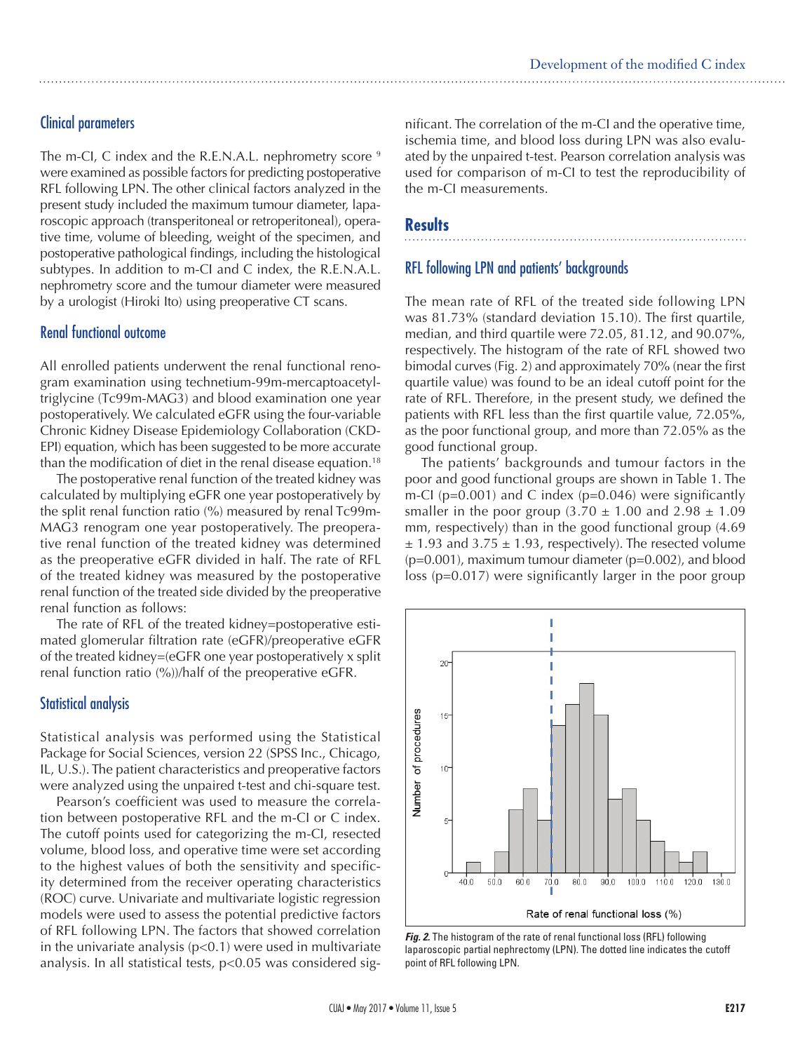## Clinical parameters

The m-CI, C index and the R.E.N.A.L. nephrometry score [9] were examined as possible factors for predicting postoperative RFL following LPN. The other clinical factors analyzed in the present study included the maximum tumour diameter, laparoscopic approach (transperitoneal or retroperitoneal), operative time, volume of bleeding, weight of the specimen, and postoperative pathological findings, including the histological subtypes. In addition to m-CI and C index, the R.E.N.A.L. nephrometry score and the tumour diameter were measured by a urologist (Hiroki Ito) using preoperative CT scans.

## Renal functional outcome

All enrolled patients underwent the renal functional renogram examination using technetium-99m-mercaptoacetyltriglycine (Tc99m-MAG3) and blood examination one year postoperatively. We calculated eGFR using the four-variable Chronic Kidney Disease Epidemiology Collaboration (CKD-EPI) equation, which has been suggested to be more accurate than the modification of diet in the renal disease equation.[18]

The postoperative renal function of the treated kidney was calculated by multiplying eGFR one year postoperatively by the split renal function ratio (%) measured by renal Tc99m-MAG3 renogram one year postoperatively. The preoperative renal function of the treated kidney was determined as the preoperative eGFR divided in half. The rate of RFL of the treated kidney was measured by the postoperative renal function of the treated side divided by the preoperative renal function as follows:

The rate of RFL of the treated kidney=postoperative estimated glomerular filtration rate (eGFR)/preoperative eGFR of the treated kidney=(eGFR one year postoperatively x split renal function ratio (%))/half of the preoperative eGFR.

## Statistical analysis

Statistical analysis was performed using the Statistical Package for Social Sciences, version 22 (SPSS Inc., Chicago, IL, U.S.). The patient characteristics and preoperative factors were analyzed using the unpaired t-test and chi-square test.

Pearson's coefficient was used to measure the correlation between postoperative RFL and the m-CI or C index. The cutoff points used for categorizing the m-CI, resected volume, blood loss, and operative time were set according to the highest values of both the sensitivity and specificity determined from the receiver operating characteristics (ROC) curve. Univariate and multivariate logistic regression models were used to assess the potential predictive factors of RFL following LPN. The factors that showed correlation in the univariate analysis ($p<0.1$) were used in multivariate analysis. In all statistical tests, $p<0.05$ was considered significant. The correlation of the m-CI and the operative time, ischemia time, and blood loss during LPN was also evaluated by the unpaired t-test. Pearson correlation analysis was used for comparison of m-CI to test the reproducibility of the m-CI measurements.

# Results

## RFL following LPN and patients' backgrounds

The mean rate of RFL of the treated side following LPN was 81.73% (standard deviation 15.10). The first quartile, median, and third quartile were 72.05, 81.12, and 90.07%, respectively. The histogram of the rate of RFL showed two bimodal curves (Fig. 2) and approximately 70% (near the first quartile value) was found to be an ideal cutoff point for the rate of RFL. Therefore, in the present study, we defined the patients with RFL less than the first quartile value, 72.05%, as the poor functional group, and more than 72.05% as the good functional group.

The patients' backgrounds and tumour factors in the poor and good functional groups are shown in Table 1. The m-CI ($p=0.001$) and C index ($p=0.046$) were significantly smaller in the poor group ($3.70 \pm 1.00$ and $2.98 \pm 1.09$ mm, respectively) than in the good functional group ($4.69 \pm 1.93$ and $3.75 \pm 1.93$, respectively). The resected volume ($p=0.001$), maximum tumour diameter ($p=0.002$), and blood loss ($p=0.017$) were significantly larger in the poor group

***Fig. 2.*** The histogram of the rate of renal functional loss (RFL) following laparoscopic partial nephrectomy (LPN). The dotted line indicates the cutoff point of RFL following LPN.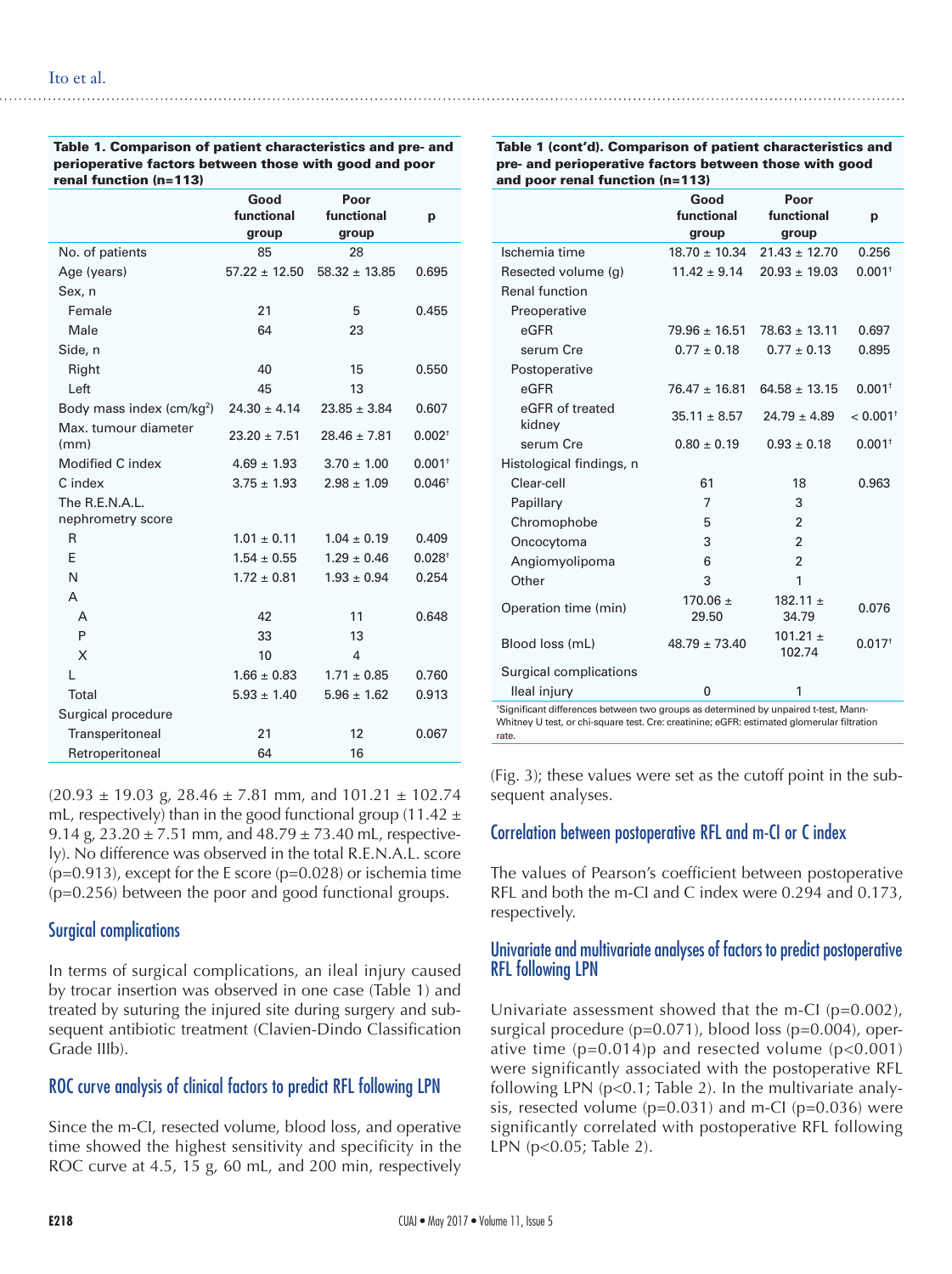**Table 1. Comparison of patient characteristics and pre- and perioperative factors between those with good and poor renal function (n=113)**

| | Good functional group | Poor functional group | p |
|---|---|---|---|
| No. of patients | 85 | 28 | |
| Age (years) | 57.22 ± 12.50 | 58.32 ± 13.85 | 0.695 |
| Sex, n | | | |
| Female | 21 | 5 | 0.455 |
| Male | 64 | 23 | |
| Side, n | | | |
| Right | 40 | 15 | 0.550 |
| Left | 45 | 13 | |
| Body mass index (cm/kg$^2$) | 24.30 ± 4.14 | 23.85 ± 3.84 | 0.607 |
| Max. tumour diameter (mm) | 23.20 ± 7.51 | 28.46 ± 7.81 | 0.002† |
| Modified C index | 4.69 ± 1.93 | 3.70 ± 1.00 | 0.001† |
| C index | 3.75 ± 1.93 | 2.98 ± 1.09 | 0.046† |
| The R.E.N.A.L. nephrometry score | | | |
| R | 1.01 ± 0.11 | 1.04 ± 0.19 | 0.409 |
| E | 1.54 ± 0.55 | 1.29 ± 0.46 | 0.028† |
| N | 1.72 ± 0.81 | 1.93 ± 0.94 | 0.254 |
| A | | | |
| A | 42 | 11 | 0.648 |
| P | 33 | 13 | |
| X | 10 | 4 | |
| L | 1.66 ± 0.83 | 1.71 ± 0.85 | 0.760 |
| Total | 5.93 ± 1.40 | 5.96 ± 1.62 | 0.913 |
| Surgical procedure | | | |
| Transperitoneal | 21 | 12 | 0.067 |
| Retroperitoneal | 64 | 16 | |
| Ischemia time | 18.70 ± 10.34 | 21.43 ± 12.70 | 0.256 |
| Resected volume (g) | 11.42 ± 9.14 | 20.93 ± 19.03 | 0.001† |
| Renal function | | | |
| Preoperative | | | |
| eGFR | 79.96 ± 16.51 | 78.63 ± 13.11 | 0.697 |
| serum Cre | 0.77 ± 0.18 | 0.77 ± 0.13 | 0.895 |
| Postoperative | | | |
| eGFR | 76.47 ± 16.81 | 64.58 ± 13.15 | 0.001† |
| eGFR of treated kidney | 35.11 ± 8.57 | 24.79 ± 4.89 | < 0.001† |
| serum Cre | 0.80 ± 0.19 | 0.93 ± 0.18 | 0.001† |
| Histological findings, n | | | |
| Clear-cell | 61 | 18 | 0.963 |
| Papillary | 7 | 3 | |
| Chromophobe | 5 | 2 | |
| Oncocytoma | 3 | 2 | |
| Angiomyolipoma | 6 | 2 | |
| Other | 3 | 1 | |
| Operation time (min) | 170.06 ± 29.50 | 182.11 ± 34.79 | 0.076 |
| Blood loss (mL) | 48.79 ± 73.40 | 101.21 ± 102.74 | 0.017† |
| Surgical complications | | | |
| Ileal injury | 0 | 1 | |

†Significant differences between two groups as determined by unpaired t-test, Mann-Whitney U test, or chi-square test. Cre: creatinine; eGFR: estimated glomerular filtration rate.

(20.93 ± 19.03 g, 28.46 ± 7.81 mm, and 101.21 ± 102.74 mL, respectively) than in the good functional group (11.42 ± 9.14 g, 23.20 ± 7.51 mm, and 48.79 ± 73.40 mL, respectively). No difference was observed in the total R.E.N.A.L. score (p=0.913), except for the E score (p=0.028) or ischemia time (p=0.256) between the poor and good functional groups.

## Surgical complications

In terms of surgical complications, an ileal injury caused by trocar insertion was observed in one case (Table 1) and treated by suturing the injured site during surgery and subsequent antibiotic treatment (Clavien-Dindo Classification Grade IIIb).

## ROC curve analysis of clinical factors to predict RFL following LPN

Since the m-CI, resected volume, blood loss, and operative time showed the highest sensitivity and specificity in the ROC curve at 4.5, 15 g, 60 mL, and 200 min, respectively (Fig. 3); these values were set as the cutoff point in the subsequent analyses.

## Correlation between postoperative RFL and m-CI or C index

The values of Pearson's coefficient between postoperative RFL and both the m-CI and C index were 0.294 and 0.173, respectively.

## Univariate and multivariate analyses of factors to predict postoperative RFL following LPN

Univariate assessment showed that the m-CI (p=0.002), surgical procedure (p=0.071), blood loss (p=0.004), operative time (p=0.014)p and resected volume (p<0.001) were significantly associated with the postoperative RFL following LPN (p<0.1; Table 2). In the multivariate analysis, resected volume (p=0.031) and m-CI (p=0.036) were significantly correlated with postoperative RFL following LPN (p<0.05; Table 2).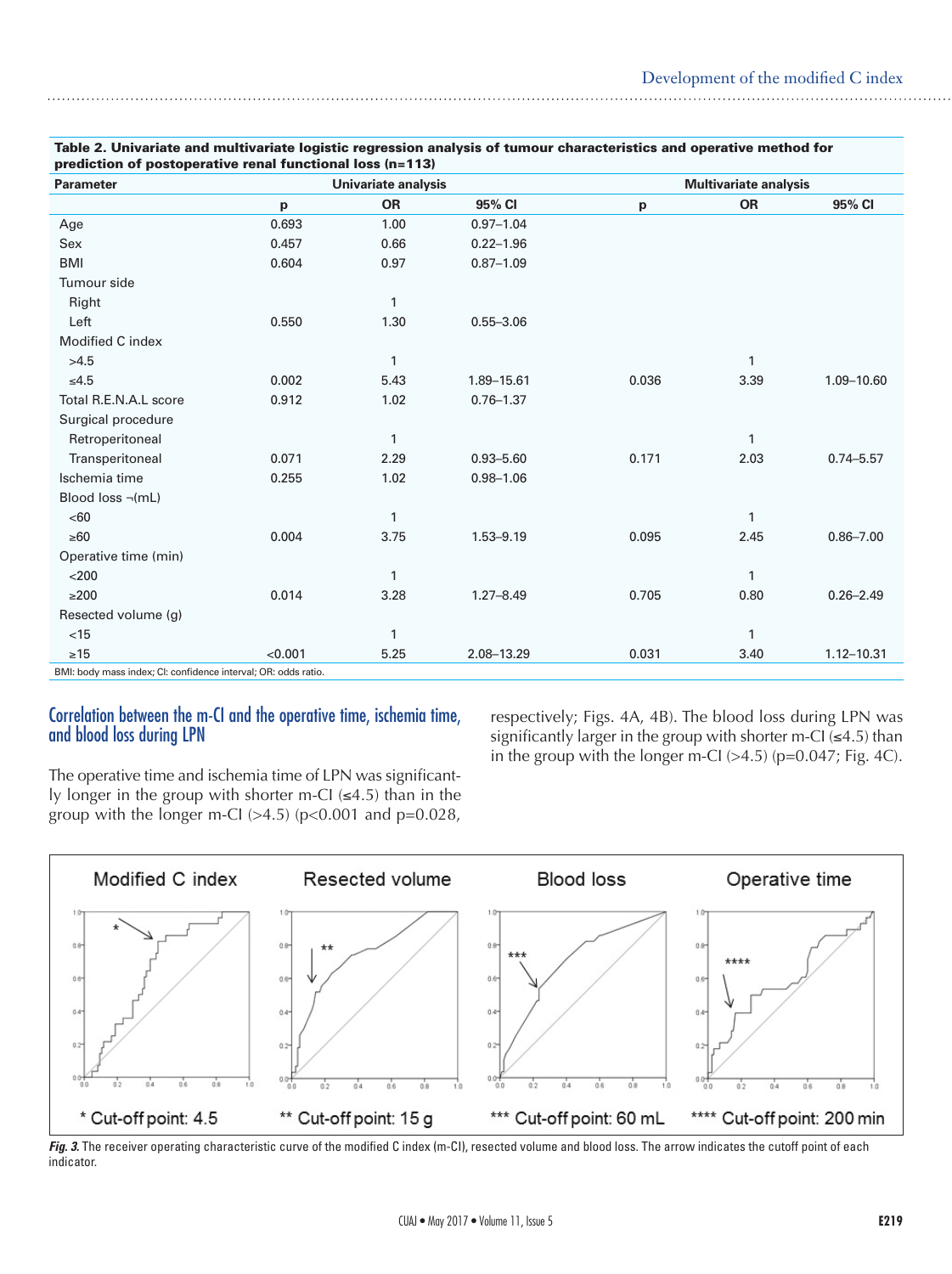**Table 2. Univariate and multivariate logistic regression analysis of tumour characteristics and operative method for prediction of postoperative renal functional loss (n=113)**

| Parameter | Univariate analysis | | | Multivariate analysis | | |
|---|---|---|---|---|---|---|
| | p | OR | 95% CI | p | OR | 95% CI |
| Age | 0.693 | 1.00 | 0.97–1.04 | | | |
| Sex | 0.457 | 0.66 | 0.22–1.96 | | | |
| BMI | 0.604 | 0.97 | 0.87–1.09 | | | |
| Tumour side | | | | | | |
| Right | | 1 | | | | |
| Left | 0.550 | 1.30 | 0.55–3.06 | | | |
| Modified C index | | | | | | |
| >4.5 | | 1 | | | 1 | |
| ≤4.5 | 0.002 | 5.43 | 1.89–15.61 | 0.036 | 3.39 | 1.09–10.60 |
| Total R.E.N.A.L score | 0.912 | 1.02 | 0.76–1.37 | | | |
| Surgical procedure | | | | | | |
| Retroperitoneal | | 1 | | | 1 | |
| Transperitoneal | 0.071 | 2.29 | 0.93–5.60 | 0.171 | 2.03 | 0.74–5.57 |
| Ischemia time | 0.255 | 1.02 | 0.98–1.06 | | | |
| Blood loss ¬(mL) | | | | | | |
| <60 | | 1 | | | 1 | |
| ≥60 | 0.004 | 3.75 | 1.53–9.19 | 0.095 | 2.45 | 0.86–7.00 |
| Operative time (min) | | | | | | |
| <200 | | 1 | | | 1 | |
| ≥200 | 0.014 | 3.28 | 1.27–8.49 | 0.705 | 0.80 | 0.26–2.49 |
| Resected volume (g) | | | | | | |
| <15 | | 1 | | | 1 | |
| ≥15 | <0.001 | 5.25 | 2.08–13.29 | 0.031 | 3.40 | 1.12–10.31 |

BMI: body mass index; CI: confidence interval; OR: odds ratio.

## Correlation between the m-CI and the operative time, ischemia time, and blood loss during LPN

The operative time and ischemia time of LPN was significantly longer in the group with shorter m-CI (≤4.5) than in the group with the longer m-CI (>4.5) ($p<0.001$ and $p=0.028$, respectively; Figs. 4A, 4B). The blood loss during LPN was significantly larger in the group with shorter m-CI (≤4.5) than in the group with the longer m-CI (>4.5) ($p=0.047$; Fig. 4C).

Modified C index — * Cut-off point: 4.5
Resected volume — ** Cut-off point: 15 g
Blood loss — *** Cut-off point: 60 mL
Operative time — **** Cut-off point: 200 min

***Fig. 3.*** The receiver operating characteristic curve of the modified C index (m-CI), resected volume and blood loss. The arrow indicates the cutoff point of each indicator.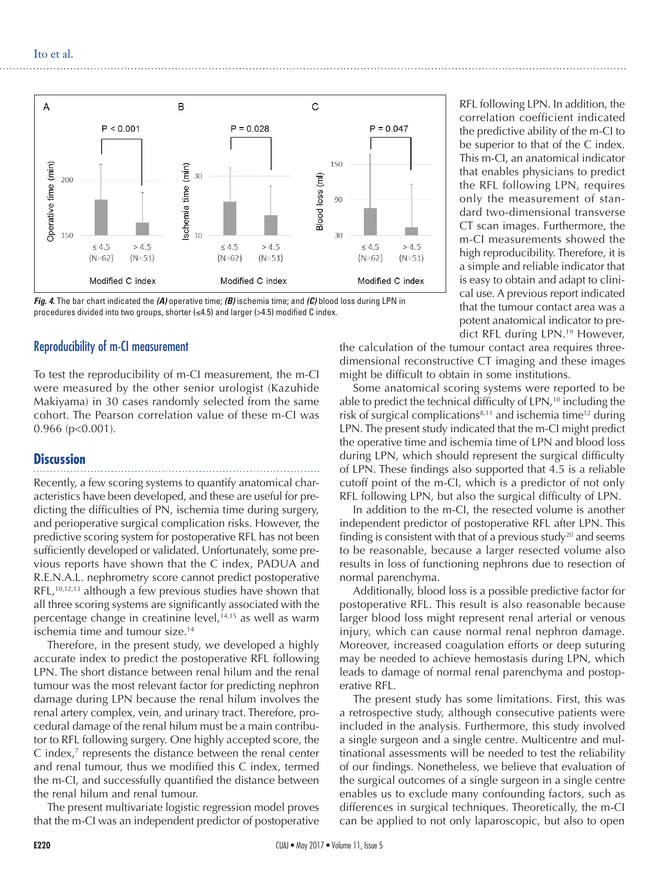*Fig. 4.* The bar chart indicated the ***(A)*** operative time; ***(B)*** ischemia time; and ***(C)*** blood loss during LPN in procedures divided into two groups, shorter (≤4.5) and larger (>4.5) modified C index.

## Reproducibility of m-CI measurement

To test the reproducibility of m-CI measurement, the m-CI were measured by the other senior urologist (Kazuhide Makiyama) in 30 cases randomly selected from the same cohort. The Pearson correlation value of these m-CI was 0.966 ($p<0.001$).

## Discussion

Recently, a few scoring systems to quantify anatomical characteristics have been developed, and these are useful for predicting the difficulties of PN, ischemia time during surgery, and perioperative surgical complication risks. However, the predictive scoring system for postoperative RFL has not been sufficiently developed or validated. Unfortunately, some previous reports have shown that the C index, PADUA and R.E.N.A.L. nephrometry score cannot predict postoperative RFL,[10,12,13] although a few previous studies have shown that all three scoring systems are significantly associated with the percentage change in creatinine level,[14,15] as well as warm ischemia time and tumour size.[14]

Therefore, in the present study, we developed a highly accurate index to predict the postoperative RFL following LPN. The short distance between renal hilum and the renal tumour was the most relevant factor for predicting nephron damage during LPN because the renal hilum involves the renal artery complex, vein, and urinary tract. Therefore, procedural damage of the renal hilum must be a main contributor to RFL following surgery. One highly accepted score, the C index,[7] represents the distance between the renal center and renal tumour, thus we modified this C index, termed the m-CI, and successfully quantified the distance between the renal hilum and renal tumour.

The present multivariate logistic regression model proves that the m-CI was an independent predictor of postoperative RFL following LPN. In addition, the correlation coefficient indicated the predictive ability of the m-CI to be superior to that of the C index. This m-CI, an anatomical indicator that enables physicians to predict the RFL following LPN, requires only the measurement of standard two-dimensional transverse CT scan images. Furthermore, the m-CI measurements showed the high reproducibility. Therefore, it is a simple and reliable indicator that is easy to obtain and adapt to clinical use. A previous report indicated that the tumour contact area was a potent anatomical indicator to predict RFL during LPN.[19] However, the calculation of the tumour contact area requires three-dimensional reconstructive CT imaging and these images might be difficult to obtain in some institutions.

Some anatomical scoring systems were reported to be able to predict the technical difficulty of LPN,[10] including the risk of surgical complications[8,11] and ischemia time[12] during LPN. The present study indicated that the m-CI might predict the operative time and ischemia time of LPN and blood loss during LPN, which should represent the surgical difficulty of LPN. These findings also supported that 4.5 is a reliable cutoff point of the m-CI, which is a predictor of not only RFL following LPN, but also the surgical difficulty of LPN.

In addition to the m-CI, the resected volume is another independent predictor of postoperative RFL after LPN. This finding is consistent with that of a previous study[20] and seems to be reasonable, because a larger resected volume also results in loss of functioning nephrons due to resection of normal parenchyma.

Additionally, blood loss is a possible predictive factor for postoperative RFL. This result is also reasonable because larger blood loss might represent renal arterial or venous injury, which can cause normal renal nephron damage. Moreover, increased coagulation efforts or deep suturing may be needed to achieve hemostasis during LPN, which leads to damage of normal renal parenchyma and postoperative RFL.

The present study has some limitations. First, this was a retrospective study, although consecutive patients were included in the analysis. Furthermore, this study involved a single surgeon and a single centre. Multicentre and multinational assessments will be needed to test the reliability of our findings. Nonetheless, we believe that evaluation of the surgical outcomes of a single surgeon in a single centre enables us to exclude many confounding factors, such as differences in surgical techniques. Theoretically, the m-CI can be applied to not only laparoscopic, but also to open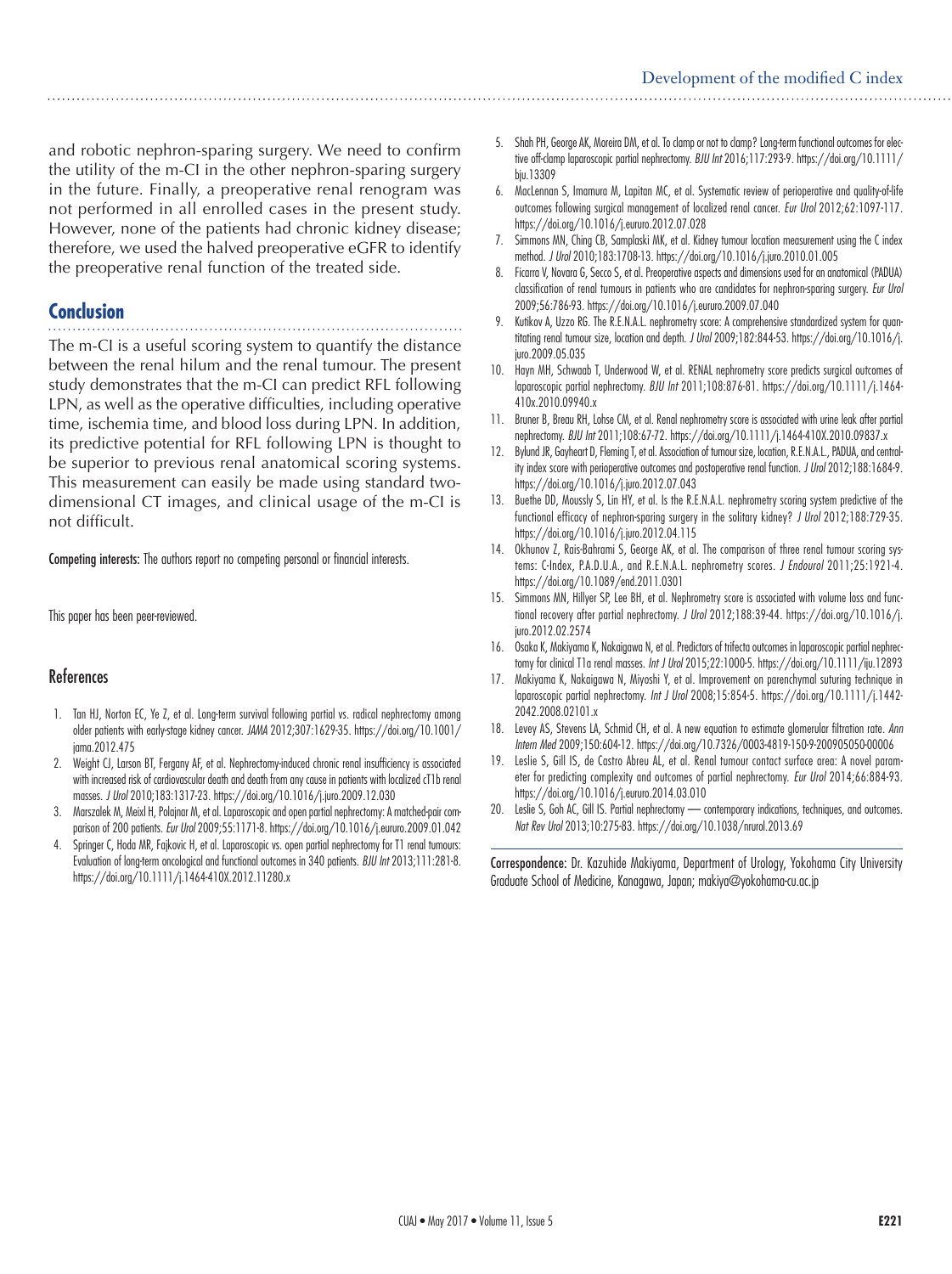and robotic nephron-sparing surgery. We need to confirm the utility of the m-CI in the other nephron-sparing surgery in the future. Finally, a preoperative renal renogram was not performed in all enrolled cases in the present study. However, none of the patients had chronic kidney disease; therefore, we used the halved preoperative eGFR to identify the preoperative renal function of the treated side.

## Conclusion

The m-CI is a useful scoring system to quantify the distance between the renal hilum and the renal tumour. The present study demonstrates that the m-CI can predict RFL following LPN, as well as the operative difficulties, including operative time, ischemia time, and blood loss during LPN. In addition, its predictive potential for RFL following LPN is thought to be superior to previous renal anatomical scoring systems. This measurement can easily be made using standard two-dimensional CT images, and clinical usage of the m-CI is not difficult.

**Competing interests:** The authors report no competing personal or financial interests.

This paper has been peer-reviewed.

## References

1. Tan HJ, Norton EC, Ye Z, et al. Long-term survival following partial vs. radical nephrectomy among older patients with early-stage kidney cancer. *JAMA* 2012;307:1629-35. https://doi.org/10.1001/jama.2012.475
2. Weight CJ, Larson BT, Fergany AF, et al. Nephrectomy-induced chronic renal insufficiency is associated with increased risk of cardiovascular death and death from any cause in patients with localized cT1b renal masses. *J Urol* 2010;183:1317-23. https://doi.org/10.1016/j.juro.2009.12.030
3. Marszalek M, Meixl H, Polajnar M, et al. Laparoscopic and open partial nephrectomy: A matched-pair comparison of 200 patients. *Eur Urol* 2009;55:1171-8. https://doi.org/10.1016/j.eururo.2009.01.042
4. Springer C, Hoda MR, Fajkovic H, et al. Laparoscopic vs. open partial nephrectomy for T1 renal tumours: Evaluation of long-term oncological and functional outcomes in 340 patients. *BJU Int* 2013;111:281-8. https://doi.org/10.1111/j.1464-410X.2012.11280.x
5. Shah PH, George AK, Moreira DM, et al. To clamp or not to clamp? Long-term functional outcomes for elective off-clamp laparoscopic partial nephrectomy. *BJU Int* 2016;117:293-9. https://doi.org/10.1111/bju.13309
6. MacLennan S, Imamura M, Lapitan MC, et al. Systematic review of perioperative and quality-of-life outcomes following surgical management of localized renal cancer. *Eur Urol* 2012;62:1097-117. https://doi.org/10.1016/j.eururo.2012.07.028
7. Simmons MN, Ching CB, Samplaski MK, et al. Kidney tumour location measurement using the C index method. *J Urol* 2010;183:1708-13. https://doi.org/10.1016/j.juro.2010.01.005
8. Ficarra V, Novara G, Secco S, et al. Preoperative aspects and dimensions used for an anatomical (PADUA) classification of renal tumours in patients who are candidates for nephron-sparing surgery. *Eur Urol* 2009;56:786-93. https://doi.org/10.1016/j.eururo.2009.07.040
9. Kutikov A, Uzzo RG. The R.E.N.A.L. nephrometry score: A comprehensive standardized system for quantitating renal tumour size, location and depth. *J Urol* 2009;182:844-53. https://doi.org/10.1016/j.juro.2009.05.035
10. Hayn MH, Schwaab T, Underwood W, et al. RENAL nephrometry score predicts surgical outcomes of laparoscopic partial nephrectomy. *BJU Int* 2011;108:876-81. https://doi.org/10.1111/j.1464-410x.2010.09940.x
11. Bruner B, Breau RH, Lohse CM, et al. Renal nephrometry score is associated with urine leak after partial nephrectomy. *BJU Int* 2011;108:67-72. https://doi.org/10.1111/j.1464-410X.2010.09837.x
12. Bylund JR, Gayheart D, Fleming T, et al. Association of tumour size, location, R.E.N.A.L., PADUA, and centrality index score with perioperative outcomes and postoperative renal function. *J Urol* 2012;188:1684-9. https://doi.org/10.1016/j.juro.2012.07.043
13. Buethe DD, Moussly S, Lin HY, et al. Is the R.E.N.A.L. nephrometry scoring system predictive of the functional efficacy of nephron-sparing surgery in the solitary kidney? *J Urol* 2012;188:729-35. https://doi.org/10.1016/j.juro.2012.04.115
14. Okhunov Z, Rais-Bahrami S, George AK, et al. The comparison of three renal tumour scoring systems: C-Index, P.A.D.U.A., and R.E.N.A.L. nephrometry scores. *J Endourol* 2011;25:1921-4. https://doi.org/10.1089/end.2011.0301
15. Simmons MN, Hillyer SP, Lee BH, et al. Nephrometry score is associated with volume loss and functional recovery after partial nephrectomy. *J Urol* 2012;188:39-44. https://doi.org/10.1016/j.juro.2012.02.2574
16. Osaka K, Makiyama K, Nakaigawa N, et al. Predictors of trifecta outcomes in laparoscopic partial nephrectomy for clinical T1a renal masses. *Int J Urol* 2015;22:1000-5. https://doi.org/10.1111/iju.12893
17. Makiyama K, Nakaigawa N, Miyoshi Y, et al. Improvement on parenchymal suturing technique in laparoscopic partial nephrectomy. *Int J Urol* 2008;15:854-5. https://doi.org/10.1111/j.1442-2042.2008.02101.x
18. Levey AS, Stevens LA, Schmid CH, et al. A new equation to estimate glomerular filtration rate. *Ann Intern Med* 2009;150:604-12. https://doi.org/10.7326/0003-4819-150-9-200905050-00006
19. Leslie S, Gill IS, de Castro Abreu AL, et al. Renal tumour contact surface area: A novel parameter for predicting complexity and outcomes of partial nephrectomy. *Eur Urol* 2014;66:884-93. https://doi.org/10.1016/j.eururo.2014.03.010
20. Leslie S, Goh AC, Gill IS. Partial nephrectomy — contemporary indications, techniques, and outcomes. *Nat Rev Urol* 2013;10:275-83. https://doi.org/10.1038/nrurol.2013.69

**Correspondence:** Dr. Kazuhide Makiyama, Department of Urology, Yokohama City University Graduate School of Medicine, Kanagawa, Japan; makiya@yokohama-cu.ac.jp